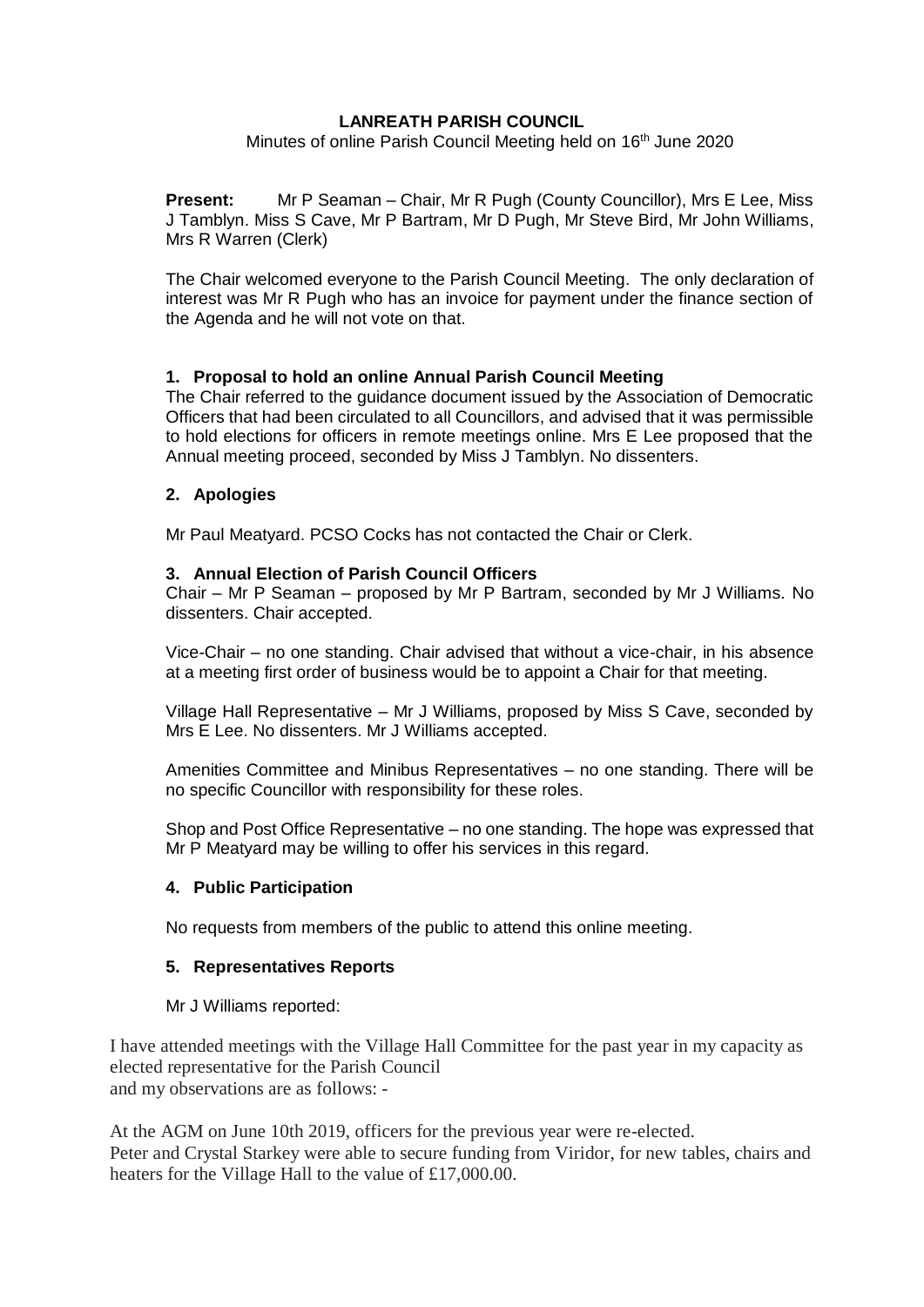# LANREATH PARISH COUNCIL

Minutes of online Parish Council Meeting held on 16th June 2020

**Present:** Mr P Seaman – Chair, Mr R Pugh (County Councillor), Mrs E Lee, Miss J Tamblyn. Miss S Cave, Mr P Bartram, Mr D Pugh, Mr Steve Bird, Mr John Williams, Mrs R Warren (Clerk)

The Chair welcomed everyone to the Parish Council Meeting. The only declaration of interest was Mr R Pugh who has an invoice for payment under the finance section of the Agenda and he will not vote on that.

## 1. Proposal to hold an online Annual Parish Council Meeting

The Chair referred to the guidance document issued by the Association of Democratic Officers that had been circulated to all Councillors, and advised that it was permissible to hold elections for officers in remote meetings online. Mrs E Lee proposed that the Annual meeting proceed, seconded by Miss J Tamblyn. No dissenters.

## 2. Apologies

Mr Paul Meatyard. PCSO Cocks has not contacted the Chair or Clerk.

## 3. Annual Election of Parish Council Officers

Chair – Mr P Seaman – proposed by Mr P Bartram, seconded by Mr J Williams. No dissenters. Chair accepted.

Vice-Chair – no one standing. Chair advised that without a vice-chair, in his absence at a meeting first order of business would be to appoint a Chair for that meeting.

Village Hall Representative – Mr J Williams, proposed by Miss S Cave, seconded by Mrs E Lee. No dissenters. Mr J Williams accepted.

Amenities Committee and Minibus Representatives – no one standing. There will be no specific Councillor with responsibility for these roles.

Shop and Post Office Representative – no one standing. The hope was expressed that Mr P Meatyard may be willing to offer his services in this regard.

## 4. Public Participation

No requests from members of the public to attend this online meeting.

## 5. Representatives Reports

Mr J Williams reported:

I have attended meetings with the Village Hall Committee for the past year in my capacity as elected representative for the Parish Council
and my observations are as follows: -

At the AGM on June 10th 2019, officers for the previous year were re-elected.
Peter and Crystal Starkey were able to secure funding from Viridor, for new tables, chairs and heaters for the Village Hall to the value of £17,000.00.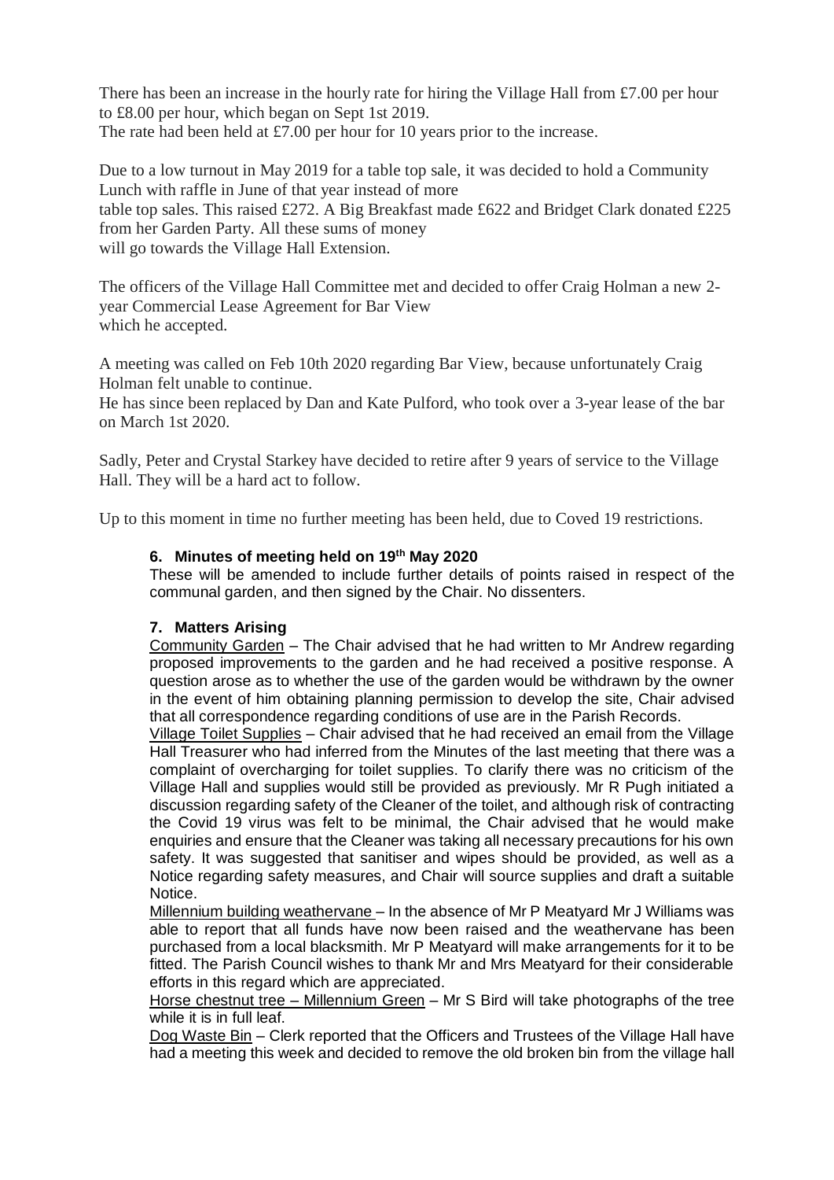There has been an increase in the hourly rate for hiring the Village Hall from £7.00 per hour to £8.00 per hour, which began on Sept 1st 2019.
The rate had been held at £7.00 per hour for 10 years prior to the increase.

Due to a low turnout in May 2019 for a table top sale, it was decided to hold a Community Lunch with raffle in June of that year instead of more
table top sales. This raised £272. A Big Breakfast made £622 and Bridget Clark donated £225 from her Garden Party. All these sums of money
will go towards the Village Hall Extension.

The officers of the Village Hall Committee met and decided to offer Craig Holman a new 2-year Commercial Lease Agreement for Bar View
which he accepted.

A meeting was called on Feb 10th 2020 regarding Bar View, because unfortunately Craig Holman felt unable to continue.
He has since been replaced by Dan and Kate Pulford, who took over a 3-year lease of the bar on March 1st 2020.

Sadly, Peter and Crystal Starkey have decided to retire after 9 years of service to the Village Hall. They will be a hard act to follow.

Up to this moment in time no further meeting has been held, due to Coved 19 restrictions.

### 6. Minutes of meeting held on 19th May 2020

These will be amended to include further details of points raised in respect of the communal garden, and then signed by the Chair. No dissenters.

### 7. Matters Arising

Community Garden – The Chair advised that he had written to Mr Andrew regarding proposed improvements to the garden and he had received a positive response. A question arose as to whether the use of the garden would be withdrawn by the owner in the event of him obtaining planning permission to develop the site, Chair advised that all correspondence regarding conditions of use are in the Parish Records.

Village Toilet Supplies – Chair advised that he had received an email from the Village Hall Treasurer who had inferred from the Minutes of the last meeting that there was a complaint of overcharging for toilet supplies. To clarify there was no criticism of the Village Hall and supplies would still be provided as previously. Mr R Pugh initiated a discussion regarding safety of the Cleaner of the toilet, and although risk of contracting the Covid 19 virus was felt to be minimal, the Chair advised that he would make enquiries and ensure that the Cleaner was taking all necessary precautions for his own safety. It was suggested that sanitiser and wipes should be provided, as well as a Notice regarding safety measures, and Chair will source supplies and draft a suitable Notice.

Millennium building weathervane – In the absence of Mr P Meatyard Mr J Williams was able to report that all funds have now been raised and the weathervane has been purchased from a local blacksmith. Mr P Meatyard will make arrangements for it to be fitted. The Parish Council wishes to thank Mr and Mrs Meatyard for their considerable efforts in this regard which are appreciated.

Horse chestnut tree – Millennium Green – Mr S Bird will take photographs of the tree while it is in full leaf.

Dog Waste Bin – Clerk reported that the Officers and Trustees of the Village Hall have had a meeting this week and decided to remove the old broken bin from the village hall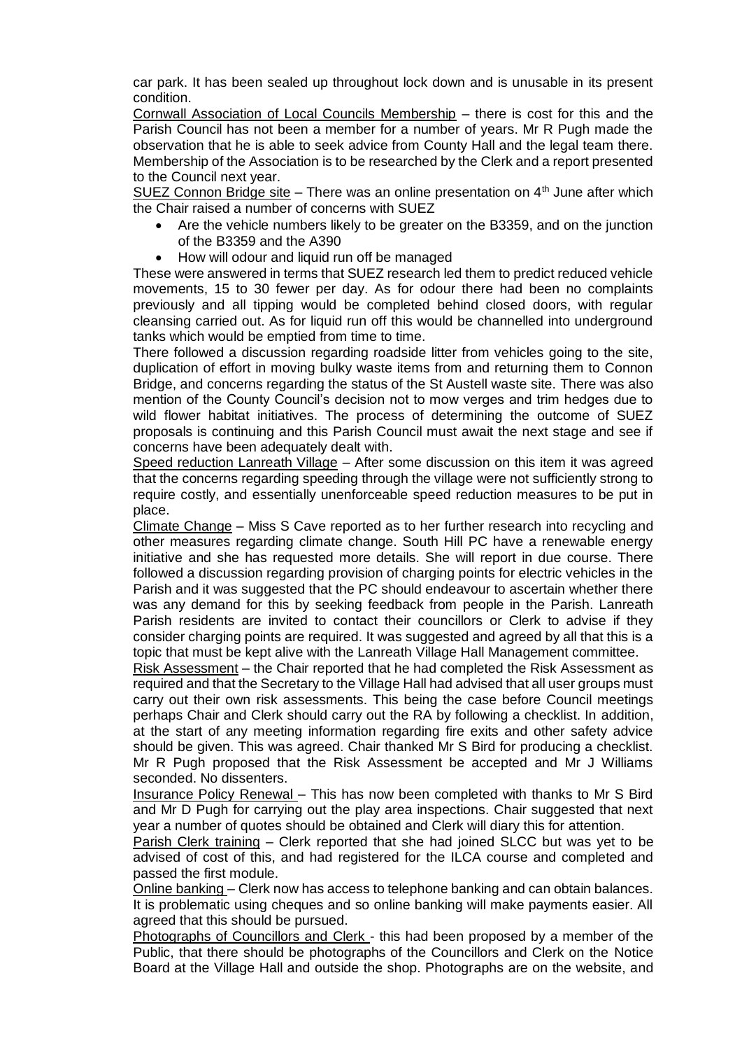car park. It has been sealed up throughout lock down and is unusable in its present condition.

Cornwall Association of Local Councils Membership – there is cost for this and the Parish Council has not been a member for a number of years. Mr R Pugh made the observation that he is able to seek advice from County Hall and the legal team there. Membership of the Association is to be researched by the Clerk and a report presented to the Council next year.

SUEZ Connon Bridge site – There was an online presentation on 4th June after which the Chair raised a number of concerns with SUEZ

- Are the vehicle numbers likely to be greater on the B3359, and on the junction of the B3359 and the A390
- How will odour and liquid run off be managed

These were answered in terms that SUEZ research led them to predict reduced vehicle movements, 15 to 30 fewer per day. As for odour there had been no complaints previously and all tipping would be completed behind closed doors, with regular cleansing carried out. As for liquid run off this would be channelled into underground tanks which would be emptied from time to time.

There followed a discussion regarding roadside litter from vehicles going to the site, duplication of effort in moving bulky waste items from and returning them to Connon Bridge, and concerns regarding the status of the St Austell waste site. There was also mention of the County Council's decision not to mow verges and trim hedges due to wild flower habitat initiatives. The process of determining the outcome of SUEZ proposals is continuing and this Parish Council must await the next stage and see if concerns have been adequately dealt with.

Speed reduction Lanreath Village – After some discussion on this item it was agreed that the concerns regarding speeding through the village were not sufficiently strong to require costly, and essentially unenforceable speed reduction measures to be put in place.

Climate Change – Miss S Cave reported as to her further research into recycling and other measures regarding climate change. South Hill PC have a renewable energy initiative and she has requested more details. She will report in due course. There followed a discussion regarding provision of charging points for electric vehicles in the Parish and it was suggested that the PC should endeavour to ascertain whether there was any demand for this by seeking feedback from people in the Parish. Lanreath Parish residents are invited to contact their councillors or Clerk to advise if they consider charging points are required. It was suggested and agreed by all that this is a topic that must be kept alive with the Lanreath Village Hall Management committee.

Risk Assessment – the Chair reported that he had completed the Risk Assessment as required and that the Secretary to the Village Hall had advised that all user groups must carry out their own risk assessments. This being the case before Council meetings perhaps Chair and Clerk should carry out the RA by following a checklist. In addition, at the start of any meeting information regarding fire exits and other safety advice should be given. This was agreed. Chair thanked Mr S Bird for producing a checklist. Mr R Pugh proposed that the Risk Assessment be accepted and Mr J Williams seconded. No dissenters.

Insurance Policy Renewal – This has now been completed with thanks to Mr S Bird and Mr D Pugh for carrying out the play area inspections. Chair suggested that next year a number of quotes should be obtained and Clerk will diary this for attention.

Parish Clerk training – Clerk reported that she had joined SLCC but was yet to be advised of cost of this, and had registered for the ILCA course and completed and passed the first module.

Online banking – Clerk now has access to telephone banking and can obtain balances. It is problematic using cheques and so online banking will make payments easier. All agreed that this should be pursued.

Photographs of Councillors and Clerk - this had been proposed by a member of the Public, that there should be photographs of the Councillors and Clerk on the Notice Board at the Village Hall and outside the shop. Photographs are on the website, and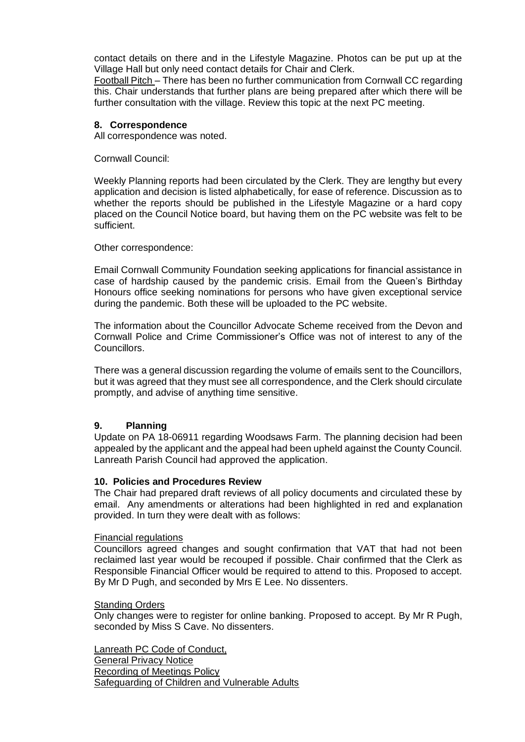contact details on there and in the Lifestyle Magazine. Photos can be put up at the Village Hall but only need contact details for Chair and Clerk.

Football Pitch – There has been no further communication from Cornwall CC regarding this. Chair understands that further plans are being prepared after which there will be further consultation with the village. Review this topic at the next PC meeting.

### 8. Correspondence

All correspondence was noted.

Cornwall Council:

Weekly Planning reports had been circulated by the Clerk. They are lengthy but every application and decision is listed alphabetically, for ease of reference. Discussion as to whether the reports should be published in the Lifestyle Magazine or a hard copy placed on the Council Notice board, but having them on the PC website was felt to be sufficient.

Other correspondence:

Email Cornwall Community Foundation seeking applications for financial assistance in case of hardship caused by the pandemic crisis. Email from the Queen's Birthday Honours office seeking nominations for persons who have given exceptional service during the pandemic. Both these will be uploaded to the PC website.

The information about the Councillor Advocate Scheme received from the Devon and Cornwall Police and Crime Commissioner's Office was not of interest to any of the Councillors.

There was a general discussion regarding the volume of emails sent to the Councillors, but it was agreed that they must see all correspondence, and the Clerk should circulate promptly, and advise of anything time sensitive.

### 9. Planning

Update on PA 18-06911 regarding Woodsaws Farm. The planning decision had been appealed by the applicant and the appeal had been upheld against the County Council. Lanreath Parish Council had approved the application.

### 10. Policies and Procedures Review

The Chair had prepared draft reviews of all policy documents and circulated these by email. Any amendments or alterations had been highlighted in red and explanation provided. In turn they were dealt with as follows:

Financial regulations

Councillors agreed changes and sought confirmation that VAT that had not been reclaimed last year would be recouped if possible. Chair confirmed that the Clerk as Responsible Financial Officer would be required to attend to this. Proposed to accept. By Mr D Pugh, and seconded by Mrs E Lee. No dissenters.

Standing Orders

Only changes were to register for online banking. Proposed to accept. By Mr R Pugh, seconded by Miss S Cave. No dissenters.

Lanreath PC Code of Conduct,
General Privacy Notice
Recording of Meetings Policy
Safeguarding of Children and Vulnerable Adults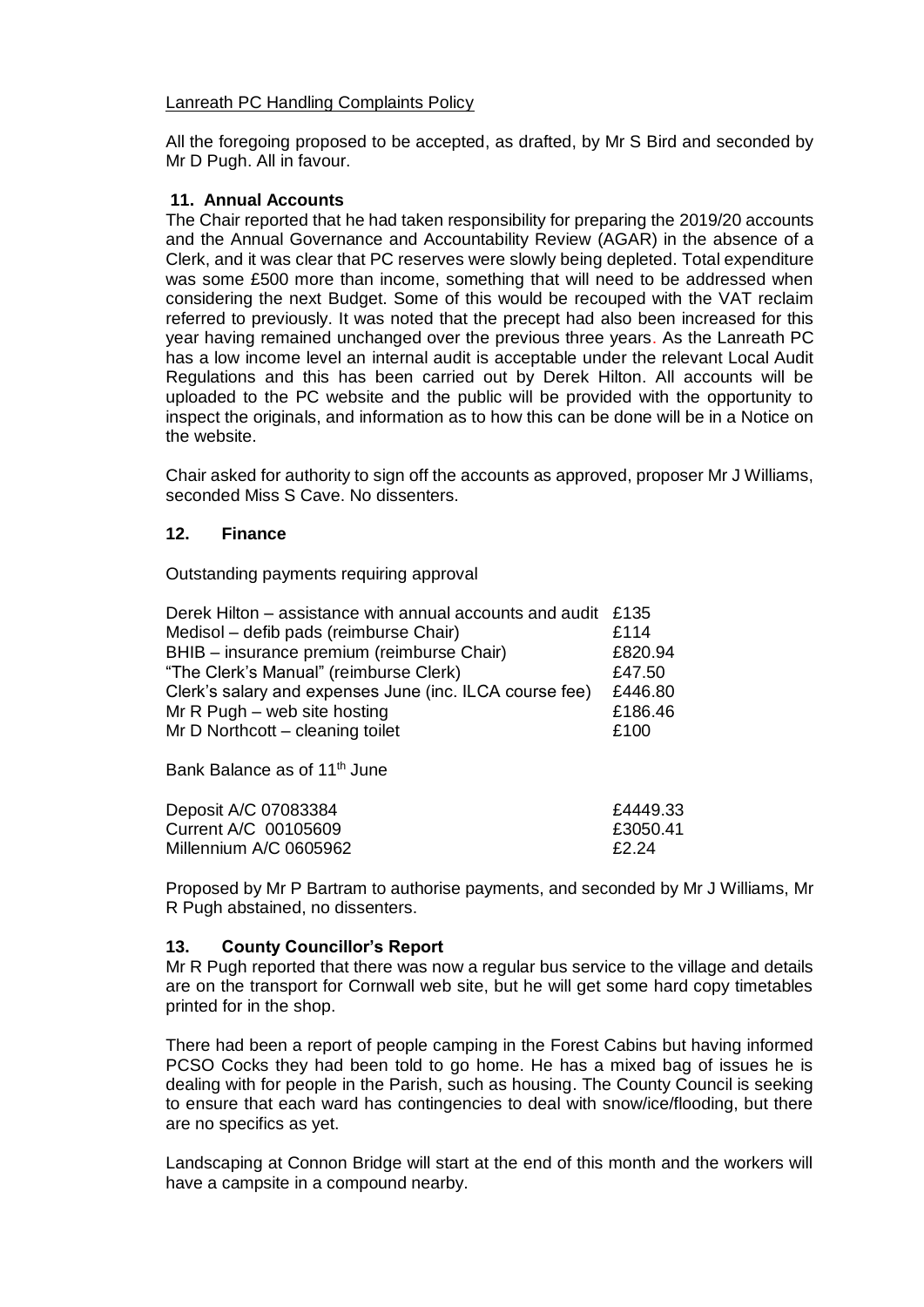Lanreath PC Handling Complaints Policy

All the foregoing proposed to be accepted, as drafted, by Mr S Bird and seconded by Mr D Pugh. All in favour.

## 11. Annual Accounts

The Chair reported that he had taken responsibility for preparing the 2019/20 accounts and the Annual Governance and Accountability Review (AGAR) in the absence of a Clerk, and it was clear that PC reserves were slowly being depleted. Total expenditure was some £500 more than income, something that will need to be addressed when considering the next Budget. Some of this would be recouped with the VAT reclaim referred to previously. It was noted that the precept had also been increased for this year having remained unchanged over the previous three years. As the Lanreath PC has a low income level an internal audit is acceptable under the relevant Local Audit Regulations and this has been carried out by Derek Hilton. All accounts will be uploaded to the PC website and the public will be provided with the opportunity to inspect the originals, and information as to how this can be done will be in a Notice on the website.

Chair asked for authority to sign off the accounts as approved, proposer Mr J Williams, seconded Miss S Cave. No dissenters.

## 12. Finance

Outstanding payments requiring approval

| | |
|---|---|
| Derek Hilton – assistance with annual accounts and audit | £135 |
| Medisol – defib pads (reimburse Chair) | £114 |
| BHIB – insurance premium (reimburse Chair) | £820.94 |
| "The Clerk's Manual" (reimburse Clerk) | £47.50 |
| Clerk's salary and expenses June (inc. ILCA course fee) | £446.80 |
| Mr R Pugh – web site hosting | £186.46 |
| Mr D Northcott – cleaning toilet | £100 |

Bank Balance as of 11th June

| | |
|---|---|
| Deposit A/C 07083384 | £4449.33 |
| Current A/C 00105609 | £3050.41 |
| Millennium A/C 0605962 | £2.24 |

Proposed by Mr P Bartram to authorise payments, and seconded by Mr J Williams, Mr R Pugh abstained, no dissenters.

## 13. County Councillor's Report

Mr R Pugh reported that there was now a regular bus service to the village and details are on the transport for Cornwall web site, but he will get some hard copy timetables printed for in the shop.

There had been a report of people camping in the Forest Cabins but having informed PCSO Cocks they had been told to go home. He has a mixed bag of issues he is dealing with for people in the Parish, such as housing. The County Council is seeking to ensure that each ward has contingencies to deal with snow/ice/flooding, but there are no specifics as yet.

Landscaping at Connon Bridge will start at the end of this month and the workers will have a campsite in a compound nearby.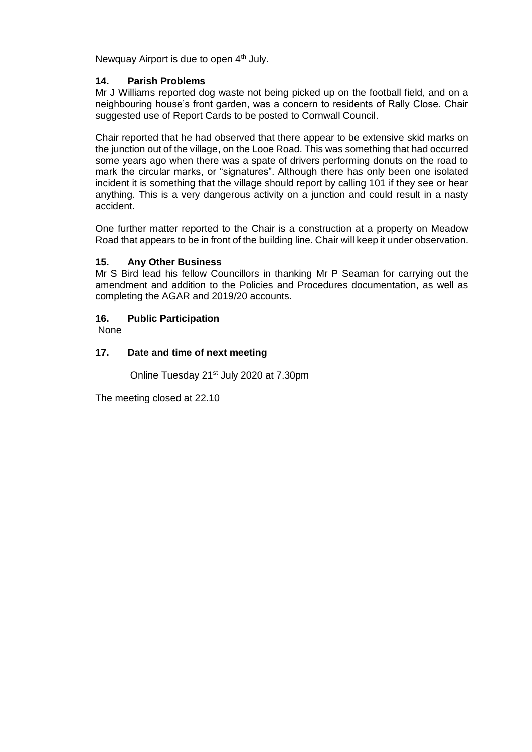Newquay Airport is due to open 4th July.

### 14. Parish Problems

Mr J Williams reported dog waste not being picked up on the football field, and on a neighbouring house's front garden, was a concern to residents of Rally Close. Chair suggested use of Report Cards to be posted to Cornwall Council.

Chair reported that he had observed that there appear to be extensive skid marks on the junction out of the village, on the Looe Road. This was something that had occurred some years ago when there was a spate of drivers performing donuts on the road to mark the circular marks, or "signatures". Although there has only been one isolated incident it is something that the village should report by calling 101 if they see or hear anything. This is a very dangerous activity on a junction and could result in a nasty accident.

One further matter reported to the Chair is a construction at a property on Meadow Road that appears to be in front of the building line. Chair will keep it under observation.

### 15. Any Other Business

Mr S Bird lead his fellow Councillors in thanking Mr P Seaman for carrying out the amendment and addition to the Policies and Procedures documentation, as well as completing the AGAR and 2019/20 accounts.

### 16. Public Participation

None

### 17. Date and time of next meeting

Online Tuesday 21st July 2020 at 7.30pm

The meeting closed at 22.10